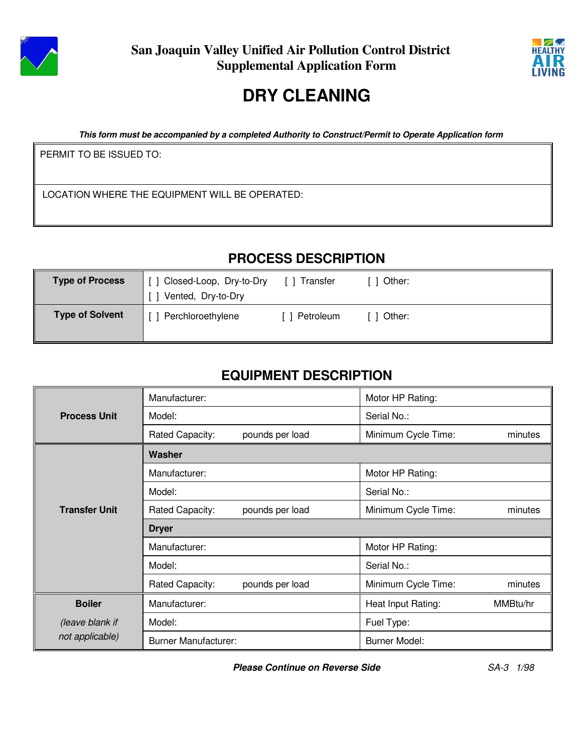**San Joaquin Valley Unified Air Pollution Control District**
**Supplemental Application Form**

# DRY CLEANING

***This form must be accompanied by a completed Authority to Construct/Permit to Operate Application form***

| PERMIT TO BE ISSUED TO: |
|---|
| LOCATION WHERE THE EQUIPMENT WILL BE OPERATED: |

## PROCESS DESCRIPTION

| | | | |
|---|---|---|---|
| **Type of Process** | [ ] Closed-Loop, Dry-to-Dry<br>[ ] Vented, Dry-to-Dry | [ ] Transfer | [ ] Other: |
| **Type of Solvent** | [ ] Perchloroethylene | [ ] Petroleum | [ ] Other: |

## EQUIPMENT DESCRIPTION

| | | |
|---|---|---|
| **Process Unit** | Manufacturer: | Motor HP Rating: |
| | Model: | Serial No.: |
| | Rated Capacity: pounds per load | Minimum Cycle Time: minutes |
| **Transfer Unit** | **Washer** | |
| | Manufacturer: | Motor HP Rating: |
| | Model: | Serial No.: |
| | Rated Capacity: pounds per load | Minimum Cycle Time: minutes |
| | **Dryer** | |
| | Manufacturer: | Motor HP Rating: |
| | Model: | Serial No.: |
| | Rated Capacity: pounds per load | Minimum Cycle Time: minutes |
| **Boiler** *(leave blank if not applicable)* | Manufacturer: | Heat Input Rating: MMBtu/hr |
| | Model: | Fuel Type: |
| | Burner Manufacturer: | Burner Model: |

***Please Continue on Reverse Side***

SA-3 1/98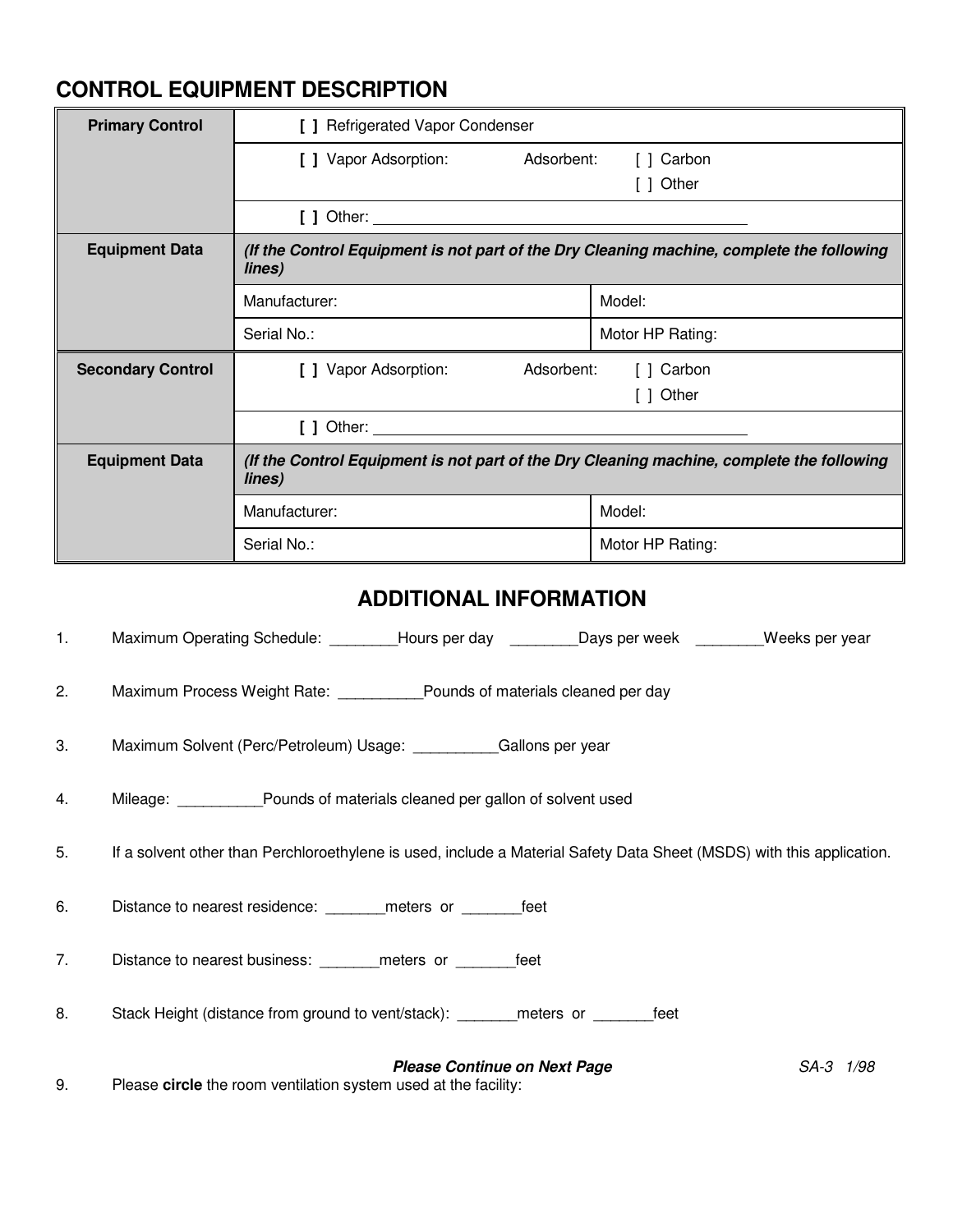## CONTROL EQUIPMENT DESCRIPTION

| | | |
|---|---|---|
| **Primary Control** | **[ ]** Refrigerated Vapor Condenser | |
| | **[ ]** Vapor Adsorption: Adsorbent: [ ] Carbon [ ] Other | |
| | **[ ]** Other: ________________________________ | |
| **Equipment Data** | ***(If the Control Equipment is not part of the Dry Cleaning machine, complete the following lines)*** | |
| | Manufacturer: | Model: |
| | Serial No.: | Motor HP Rating: |
| **Secondary Control** | **[ ]** Vapor Adsorption: Adsorbent: [ ] Carbon [ ] Other | |
| | **[ ]** Other: ________________________________ | |
| **Equipment Data** | ***(If the Control Equipment is not part of the Dry Cleaning machine, complete the following lines)*** | |
| | Manufacturer: | Model: |
| | Serial No.: | Motor HP Rating: |

## ADDITIONAL INFORMATION

1. Maximum Operating Schedule: ________Hours per day ________Days per week ________Weeks per year

2. Maximum Process Weight Rate: __________Pounds of materials cleaned per day

3. Maximum Solvent (Perc/Petroleum) Usage: __________Gallons per year

4. Mileage: __________Pounds of materials cleaned per gallon of solvent used

5. If a solvent other than Perchloroethylene is used, include a Material Safety Data Sheet (MSDS) with this application.

6. Distance to nearest residence: _______meters or _______feet

7. Distance to nearest business: _______meters or _______feet

8. Stack Height (distance from ground to vent/stack): _______meters or _______feet

***Please Continue on Next Page*** *SA-3 1/98*

9. Please **circle** the room ventilation system used at the facility: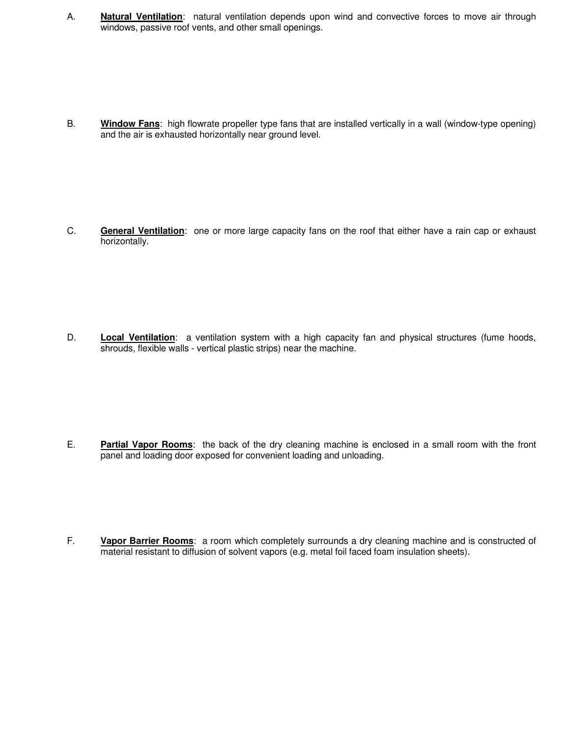A. **Natural Ventilation**: natural ventilation depends upon wind and convective forces to move air through windows, passive roof vents, and other small openings.

B. **Window Fans**: high flowrate propeller type fans that are installed vertically in a wall (window-type opening) and the air is exhausted horizontally near ground level.

C. **General Ventilation**: one or more large capacity fans on the roof that either have a rain cap or exhaust horizontally.

D. **Local Ventilation**: a ventilation system with a high capacity fan and physical structures (fume hoods, shrouds, flexible walls - vertical plastic strips) near the machine.

E. **Partial Vapor Rooms**: the back of the dry cleaning machine is enclosed in a small room with the front panel and loading door exposed for convenient loading and unloading.

F. **Vapor Barrier Rooms**: a room which completely surrounds a dry cleaning machine and is constructed of material resistant to diffusion of solvent vapors (e.g. metal foil faced foam insulation sheets).